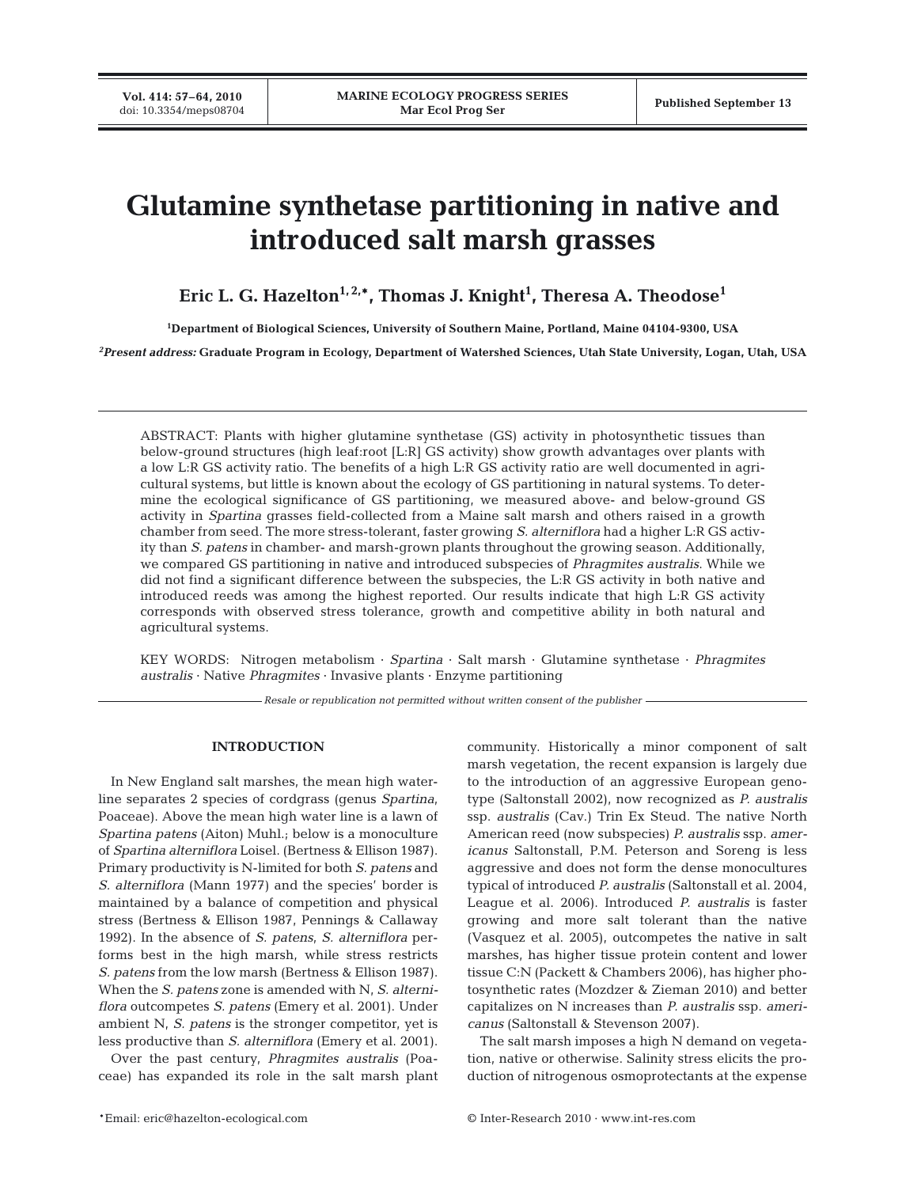# Glutamine synthetase partitioning in native and introduced salt marsh grasses

**Eric L. G. Hazelton[1,2,*], Thomas J. Knight[1], Theresa A. Theodose[1]**

[1]Department of Biological Sciences, University of Southern Maine, Portland, Maine 04104-9300, USA

[2]*Present address:* Graduate Program in Ecology, Department of Watershed Sciences, Utah State University, Logan, Utah, USA

ABSTRACT: Plants with higher glutamine synthetase (GS) activity in photosynthetic tissues than below-ground structures (high leaf:root [L:R] GS activity) show growth advantages over plants with a low L:R GS activity ratio. The benefits of a high L:R GS activity ratio are well documented in agricultural systems, but little is known about the ecology of GS partitioning in natural systems. To determine the ecological significance of GS partitioning, we measured above- and below-ground GS activity in *Spartina* grasses field-collected from a Maine salt marsh and others raised in a growth chamber from seed. The more stress-tolerant, faster growing *S. alterniflora* had a higher L:R GS activity than *S. patens* in chamber- and marsh-grown plants throughout the growing season. Additionally, we compared GS partitioning in native and introduced subspecies of *Phragmites australis*. While we did not find a significant difference between the subspecies, the L:R GS activity in both native and introduced reeds was among the highest reported. Our results indicate that high L:R GS activity corresponds with observed stress tolerance, growth and competitive ability in both natural and agricultural systems.

KEY WORDS: Nitrogen metabolism · *Spartina* · Salt marsh · Glutamine synthetase · *Phragmites australis* · Native *Phragmites* · Invasive plants · Enzyme partitioning

*Resale or republication not permitted without written consent of the publisher*

## INTRODUCTION

In New England salt marshes, the mean high waterline separates 2 species of cordgrass (genus *Spartina*, Poaceae). Above the mean high water line is a lawn of *Spartina patens* (Aiton) Muhl.; below is a monoculture of *Spartina alterniflora* Loisel. (Bertness & Ellison 1987). Primary productivity is N-limited for both *S. patens* and *S. alterniflora* (Mann 1977) and the species' border is maintained by a balance of competition and physical stress (Bertness & Ellison 1987, Pennings & Callaway 1992). In the absence of *S. patens*, *S. alterniflora* performs best in the high marsh, while stress restricts *S. patens* from the low marsh (Bertness & Ellison 1987). When the *S. patens* zone is amended with N, *S. alterniflora* outcompetes *S. patens* (Emery et al. 2001). Under ambient N, *S. patens* is the stronger competitor, yet is less productive than *S. alterniflora* (Emery et al. 2001).

Over the past century, *Phragmites australis* (Poaceae) has expanded its role in the salt marsh plant community. Historically a minor component of salt marsh vegetation, the recent expansion is largely due to the introduction of an aggressive European genotype (Saltonstall 2002), now recognized as *P. australis* ssp. *australis* (Cav.) Trin Ex Steud. The native North American reed (now subspecies) *P. australis* ssp. *americanus* Saltonstall, P.M. Peterson and Soreng is less aggressive and does not form the dense monocultures typical of introduced *P. australis* (Saltonstall et al. 2004, League et al. 2006). Introduced *P. australis* is faster growing and more salt tolerant than the native (Vasquez et al. 2005), outcompetes the native in salt marshes, has higher tissue protein content and lower tissue C:N (Packett & Chambers 2006), has higher photosynthetic rates (Mozdzer & Zieman 2010) and better capitalizes on N increases than *P. australis* ssp. *americanus* (Saltonstall & Stevenson 2007).

The salt marsh imposes a high N demand on vegetation, native or otherwise. Salinity stress elicits the production of nitrogenous osmoprotectants at the expense

*Email: eric@hazelton-ecological.com

© Inter-Research 2010 · www.int-res.com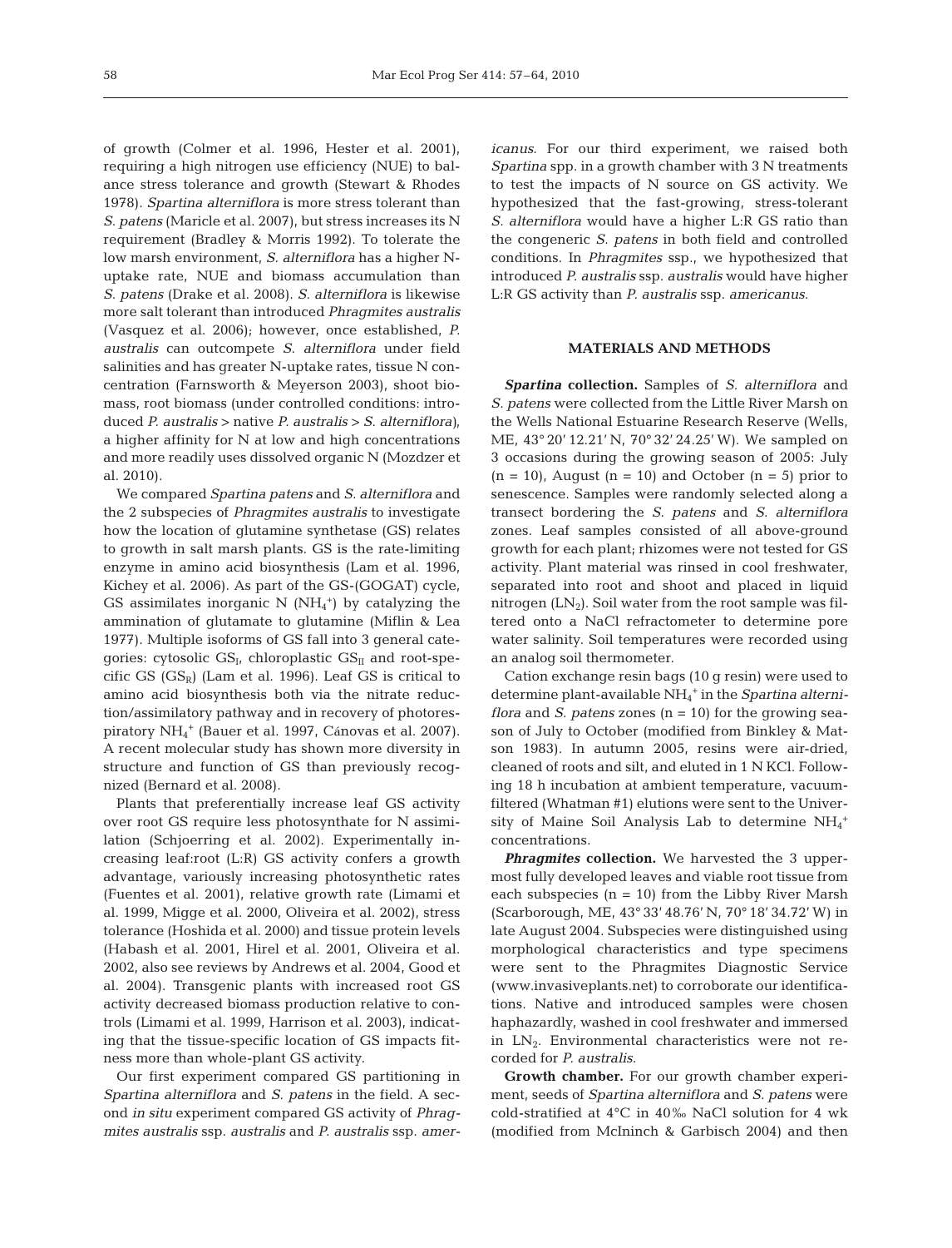of growth (Colmer et al. 1996, Hester et al. 2001), requiring a high nitrogen use efficiency (NUE) to balance stress tolerance and growth (Stewart & Rhodes 1978). *Spartina alterniflora* is more stress tolerant than *S. patens* (Maricle et al. 2007), but stress increases its N requirement (Bradley & Morris 1992). To tolerate the low marsh environment, *S. alterniflora* has a higher N-uptake rate, NUE and biomass accumulation than *S. patens* (Drake et al. 2008). *S. alterniflora* is likewise more salt tolerant than introduced *Phragmites australis* (Vasquez et al. 2006); however, once established, *P. australis* can outcompete *S. alterniflora* under field salinities and has greater N-uptake rates, tissue N concentration (Farnsworth & Meyerson 2003), shoot biomass, root biomass (under controlled conditions: introduced *P. australis* > native *P. australis* > *S. alterniflora*), a higher affinity for N at low and high concentrations and more readily uses dissolved organic N (Mozdzer et al. 2010).

We compared *Spartina patens* and *S. alterniflora* and the 2 subspecies of *Phragmites australis* to investigate how the location of glutamine synthetase (GS) relates to growth in salt marsh plants. GS is the rate-limiting enzyme in amino acid biosynthesis (Lam et al. 1996, Kichey et al. 2006). As part of the GS-(GOGAT) cycle, GS assimilates inorganic N ($NH_4^+$) by catalyzing the ammination of glutamate to glutamine (Miflin & Lea 1977). Multiple isoforms of GS fall into 3 general categories: cytosolic $GS_I$, chloroplastic $GS_{II}$ and root-specific GS ($GS_R$) (Lam et al. 1996). Leaf GS is critical to amino acid biosynthesis both via the nitrate reduction/assimilatory pathway and in recovery of photorespiratory $NH_4^+$ (Bauer et al. 1997, Cánovas et al. 2007). A recent molecular study has shown more diversity in structure and function of GS than previously recognized (Bernard et al. 2008).

Plants that preferentially increase leaf GS activity over root GS require less photosynthate for N assimilation (Schjoerring et al. 2002). Experimentally increasing leaf:root (L:R) GS activity confers a growth advantage, variously increasing photosynthetic rates (Fuentes et al. 2001), relative growth rate (Limami et al. 1999, Migge et al. 2000, Oliveira et al. 2002), stress tolerance (Hoshida et al. 2000) and tissue protein levels (Habash et al. 2001, Hirel et al. 2001, Oliveira et al. 2002, also see reviews by Andrews et al. 2004, Good et al. 2004). Transgenic plants with increased root GS activity decreased biomass production relative to controls (Limami et al. 1999, Harrison et al. 2003), indicating that the tissue-specific location of GS impacts fitness more than whole-plant GS activity.

Our first experiment compared GS partitioning in *Spartina alterniflora* and *S. patens* in the field. A second *in situ* experiment compared GS activity of *Phragmites australis* ssp. *australis* and *P. australis* ssp. *americanus*. For our third experiment, we raised both *Spartina* spp. in a growth chamber with 3 N treatments to test the impacts of N source on GS activity. We hypothesized that the fast-growing, stress-tolerant *S. alterniflora* would have a higher L:R GS ratio than the congeneric *S. patens* in both field and controlled conditions. In *Phragmites* ssp., we hypothesized that introduced *P. australis* ssp. *australis* would have higher L:R GS activity than *P. australis* ssp. *americanus*.

## MATERIALS AND METHODS

***Spartina* collection.** Samples of *S. alterniflora* and *S. patens* were collected from the Little River Marsh on the Wells National Estuarine Research Reserve (Wells, ME, 43° 20′ 12.21′ N, 70° 32′ 24.25′ W). We sampled on 3 occasions during the growing season of 2005: July (n = 10), August (n = 10) and October (n = 5) prior to senescence. Samples were randomly selected along a transect bordering the *S. patens* and *S. alterniflora* zones. Leaf samples consisted of all above-ground growth for each plant; rhizomes were not tested for GS activity. Plant material was rinsed in cool freshwater, separated into root and shoot and placed in liquid nitrogen ($LN_2$). Soil water from the root sample was filtered onto a NaCl refractometer to determine pore water salinity. Soil temperatures were recorded using an analog soil thermometer.

Cation exchange resin bags (10 g resin) were used to determine plant-available $NH_4^+$ in the *Spartina alterniflora* and *S. patens* zones (n = 10) for the growing season of July to October (modified from Binkley & Matson 1983). In autumn 2005, resins were air-dried, cleaned of roots and silt, and eluted in 1 N KCl. Following 18 h incubation at ambient temperature, vacuum-filtered (Whatman #1) elutions were sent to the University of Maine Soil Analysis Lab to determine $NH_4^+$ concentrations.

***Phragmites* collection.** We harvested the 3 uppermost fully developed leaves and viable root tissue from each subspecies (n = 10) from the Libby River Marsh (Scarborough, ME, 43° 33′ 48.76′ N, 70° 18′ 34.72′ W) in late August 2004. Subspecies were distinguished using morphological characteristics and type specimens were sent to the Phragmites Diagnostic Service (www.invasiveplants.net) to corroborate our identifications. Native and introduced samples were chosen haphazardly, washed in cool freshwater and immersed in $LN_2$. Environmental characteristics were not recorded for *P. australis*.

**Growth chamber.** For our growth chamber experiment, seeds of *Spartina alterniflora* and *S. patens* were cold-stratified at 4°C in 40‰ NaCl solution for 4 wk (modified from McIninch & Garbisch 2004) and then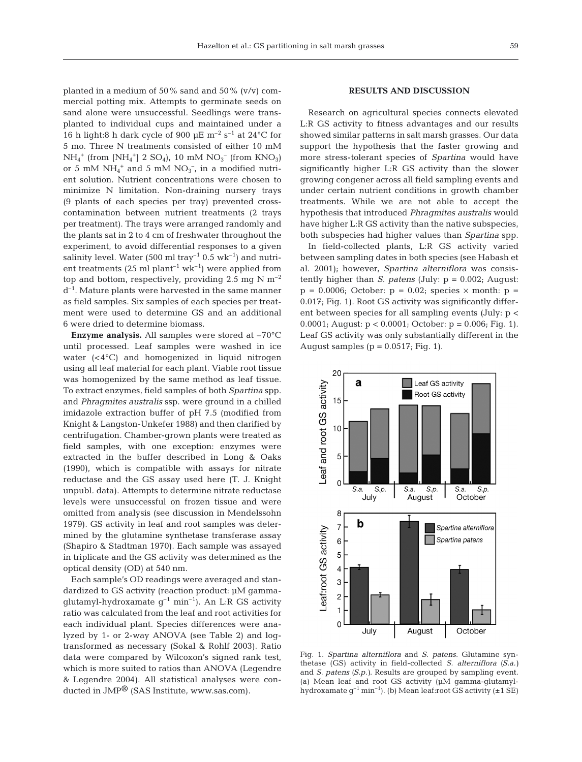planted in a medium of 50% sand and 50% (v/v) commercial potting mix. Attempts to germinate seeds on sand alone were unsuccessful. Seedlings were transplanted to individual cups and maintained under a 16 h light:8 h dark cycle of 900 µE $m^{-2}$ $s^{-1}$ at 24°C for 5 mo. Three N treatments consisted of either 10 mM $NH_4^+$ (from $[NH_4^+]$ 2 $SO_4$), 10 mM $NO_3^-$ (from $KNO_3$) or 5 mM $NH_4^+$ and 5 mM $NO_3^-$, in a modified nutrient solution. Nutrient concentrations were chosen to minimize N limitation. Non-draining nursery trays (9 plants of each species per tray) prevented cross-contamination between nutrient treatments (2 trays per treatment). The trays were arranged randomly and the plants sat in 2 to 4 cm of freshwater throughout the experiment, to avoid differential responses to a given salinity level. Water (500 ml $tray^{-1}$ 0.5 $wk^{-1}$) and nutrient treatments (25 ml $plant^{-1}$ $wk^{-1}$) were applied from top and bottom, respectively, providing 2.5 mg N $m^{-2}$ $d^{-1}$. Mature plants were harvested in the same manner as field samples. Six samples of each species per treatment were used to determine GS and an additional 6 were dried to determine biomass.

**Enzyme analysis.** All samples were stored at −70°C until processed. Leaf samples were washed in ice water (<4°C) and homogenized in liquid nitrogen using all leaf material for each plant. Viable root tissue was homogenized by the same method as leaf tissue. To extract enzymes, field samples of both *Spartina* spp. and *Phragmites australis* ssp. were ground in a chilled imidazole extraction buffer of pH 7.5 (modified from Knight & Langston-Unkefer 1988) and then clarified by centrifugation. Chamber-grown plants were treated as field samples, with one exception: enzymes were extracted in the buffer described in Long & Oaks (1990), which is compatible with assays for nitrate reductase and the GS assay used here (T. J. Knight unpubl. data). Attempts to determine nitrate reductase levels were unsuccessful on frozen tissue and were omitted from analysis (see discussion in Mendelssohn 1979). GS activity in leaf and root samples was determined by the glutamine synthetase transferase assay (Shapiro & Stadtman 1970). Each sample was assayed in triplicate and the GS activity was determined as the optical density (OD) at 540 nm.

Each sample's OD readings were averaged and standardized to GS activity (reaction product: µM gamma-glutamyl-hydroxamate $g^{-1}$ $min^{-1}$). An L:R GS activity ratio was calculated from the leaf and root activities for each individual plant. Species differences were analyzed by 1- or 2-way ANOVA (see Table 2) and log-transformed as necessary (Sokal & Rohlf 2003). Ratio data were compared by Wilcoxon's signed rank test, which is more suited to ratios than ANOVA (Legendre & Legendre 2004). All statistical analyses were conducted in JMP® (SAS Institute, www.sas.com).

## RESULTS AND DISCUSSION

Research on agricultural species connects elevated L:R GS activity to fitness advantages and our results showed similar patterns in salt marsh grasses. Our data support the hypothesis that the faster growing and more stress-tolerant species of *Spartina* would have significantly higher L:R GS activity than the slower growing congener across all field sampling events and under certain nutrient conditions in growth chamber treatments. While we are not able to accept the hypothesis that introduced *Phragmites australis* would have higher L:R GS activity than the native subspecies, both subspecies had higher values than *Spartina* spp.

In field-collected plants, L:R GS activity varied between sampling dates in both species (see Habash et al. 2001); however, *Spartina alterniflora* was consistently higher than *S. patens* (July: $p = 0.002$; August: $p = 0.0006$; October: $p = 0.02$; species × month: $p = 0.017$; Fig. 1). Root GS activity was significantly different between species for all sampling events (July: $p < 0.0001$; August: $p < 0.0001$; October: $p = 0.006$; Fig. 1). Leaf GS activity was only substantially different in the August samples ($p = 0.0517$; Fig. 1).

Fig. 1. *Spartina alterniflora* and *S. patens.* Glutamine synthetase (GS) activity in field-collected *S. alterniflora* (*S.a.*) and *S. patens* (*S.p.*). Results are grouped by sampling event. (a) Mean leaf and root GS activity (µM gamma-glutamyl-hydroxamate $g^{-1}$ $min^{-1}$). (b) Mean leaf:root GS activity (±1 SE)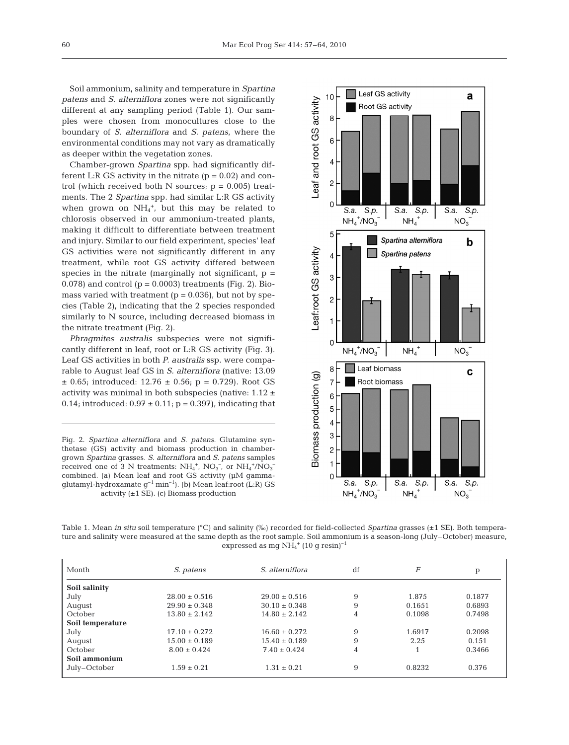Soil ammonium, salinity and temperature in *Spartina patens* and *S. alterniflora* zones were not significantly different at any sampling period (Table 1). Our samples were chosen from monocultures close to the boundary of *S. alterniflora* and *S. patens*, where the environmental conditions may not vary as dramatically as deeper within the vegetation zones.

Chamber-grown *Spartina* spp. had significantly different L:R GS activity in the nitrate ($p = 0.02$) and control (which received both N sources; $p = 0.005$) treatments. The 2 *Spartina* spp. had similar L:R GS activity when grown on $NH_4^+$, but this may be related to chlorosis observed in our ammonium-treated plants, making it difficult to differentiate between treatment and injury. Similar to our field experiment, species' leaf GS activities were not significantly different in any treatment, while root GS activity differed between species in the nitrate (marginally not significant, $p = 0.078$) and control ($p = 0.0003$) treatments (Fig. 2). Biomass varied with treatment ($p = 0.036$), but not by species (Table 2), indicating that the 2 species responded similarly to N source, including decreased biomass in the nitrate treatment (Fig. 2).

*Phragmites australis* subspecies were not significantly different in leaf, root or L:R GS activity (Fig. 3). Leaf GS activities in both *P. australis* ssp. were comparable to August leaf GS in *S. alterniflora* (native: 13.09 ± 0.65; introduced: 12.76 ± 0.56; $p = 0.729$). Root GS activity was minimal in both subspecies (native: 1.12 ± 0.14; introduced: 0.97 ± 0.11; $p = 0.397$), indicating that

Fig. 2. *Spartina alterniflora* and *S. patens*. Glutamine synthetase (GS) activity and biomass production in chamber-grown *Spartina* grasses. *S. alterniflora* and *S. patens* samples received one of 3 N treatments: $NH_4^+$, $NO_3^-$, or $NH_4^+/NO_3^-$ combined. (a) Mean leaf and root GS activity (μM gamma-glutamyl-hydroxamate $g^{-1}$ $min^{-1}$). (b) Mean leaf:root (L:R) GS activity (±1 SE). (c) Biomass production

Table 1. Mean *in situ* soil temperature (°C) and salinity (‰) recorded for field-collected *Spartina* grasses (±1 SE). Both temperature and salinity were measured at the same depth as the root sample. Soil ammonium is a season-long (July–October) measure, expressed as mg $NH_4^+$ (10 g resin)$^{-1}$

| Month | *S. patens* | *S. alterniflora* | df | *F* | p |
|---|---|---|---|---|---|
| **Soil salinity** | | | | | |
| July | 28.00 ± 0.516 | 29.00 ± 0.516 | 9 | 1.875 | 0.1877 |
| August | 29.90 ± 0.348 | 30.10 ± 0.348 | 9 | 0.1651 | 0.6893 |
| October | 13.80 ± 2.142 | 14.80 ± 2.142 | 4 | 0.1098 | 0.7498 |
| **Soil temperature** | | | | | |
| July | 17.10 ± 0.272 | 16.60 ± 0.272 | 9 | 1.6917 | 0.2098 |
| August | 15.00 ± 0.189 | 15.40 ± 0.189 | 9 | 2.25 | 0.151 |
| October | 8.00 ± 0.424 | 7.40 ± 0.424 | 4 | 1 | 0.3466 |
| **Soil ammonium** | | | | | |
| July–October | 1.59 ± 0.21 | 1.31 ± 0.21 | 9 | 0.8232 | 0.376 |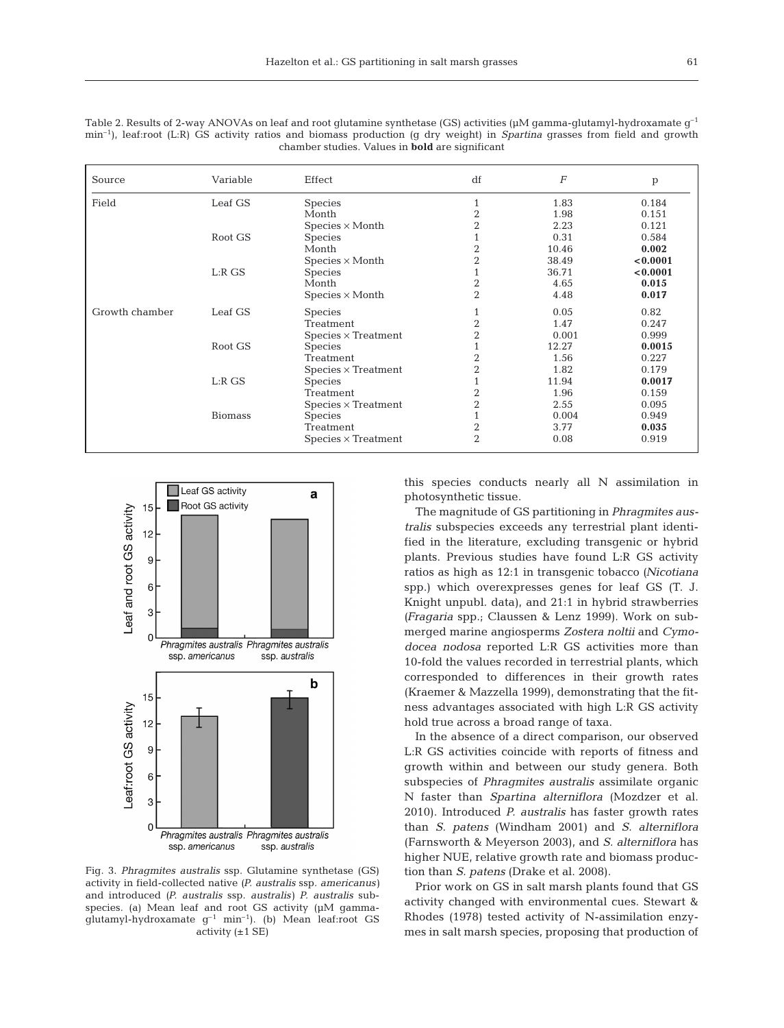Table 2. Results of 2-way ANOVAs on leaf and root glutamine synthetase (GS) activities (µM gamma-glutamyl-hydroxamate $g^{-1}$ $min^{-1}$), leaf:root (L:R) GS activity ratios and biomass production (g dry weight) in *Spartina* grasses from field and growth chamber studies. Values in **bold** are significant

| Source | Variable | Effect | df | *F* | p |
|---|---|---|---|---|---|
| Field | Leaf GS | Species | 1 | 1.83 | 0.184 |
| | | Month | 2 | 1.98 | 0.151 |
| | | Species × Month | 2 | 2.23 | 0.121 |
| | Root GS | Species | 1 | 0.31 | 0.584 |
| | | Month | 2 | 10.46 | **0.002** |
| | | Species × Month | 2 | 38.49 | **<0.0001** |
| | L:R GS | Species | 1 | 36.71 | **<0.0001** |
| | | Month | 2 | 4.65 | **0.015** |
| | | Species × Month | 2 | 4.48 | **0.017** |
| Growth chamber | Leaf GS | Species | 1 | 0.05 | 0.82 |
| | | Treatment | 2 | 1.47 | 0.247 |
| | | Species × Treatment | 2 | 0.001 | 0.999 |
| | Root GS | Species | 1 | 12.27 | **0.0015** |
| | | Treatment | 2 | 1.56 | 0.227 |
| | | Species × Treatment | 2 | 1.82 | 0.179 |
| | L:R GS | Species | 1 | 11.94 | **0.0017** |
| | | Treatment | 2 | 1.96 | 0.159 |
| | | Species × Treatment | 2 | 2.55 | 0.095 |
| | Biomass | Species | 1 | 0.004 | 0.949 |
| | | Treatment | 2 | 3.77 | **0.035** |
| | | Species × Treatment | 2 | 0.08 | 0.919 |

Fig. 3. *Phragmites australis* ssp. Glutamine synthetase (GS) activity in field-collected native (*P. australis* ssp. *americanus*) and introduced (*P. australis* ssp. *australis*) *P. australis* subspecies. (a) Mean leaf and root GS activity (µM gamma-glutamyl-hydroxamate $g^{-1}$ $min^{-1}$). (b) Mean leaf:root GS activity (±1 SE)

this species conducts nearly all N assimilation in photosynthetic tissue.

The magnitude of GS partitioning in *Phragmites australis* subspecies exceeds any terrestrial plant identified in the literature, excluding transgenic or hybrid plants. Previous studies have found L:R GS activity ratios as high as 12:1 in transgenic tobacco (*Nicotiana* spp.) which overexpresses genes for leaf GS (T. J. Knight unpubl. data), and 21:1 in hybrid strawberries (*Fragaria* spp.; Claussen & Lenz 1999). Work on submerged marine angiosperms *Zostera noltii* and *Cymodocea nodosa* reported L:R GS activities more than 10-fold the values recorded in terrestrial plants, which corresponded to differences in their growth rates (Kraemer & Mazzella 1999), demonstrating that the fitness advantages associated with high L:R GS activity hold true across a broad range of taxa.

In the absence of a direct comparison, our observed L:R GS activities coincide with reports of fitness and growth within and between our study genera. Both subspecies of *Phragmites australis* assimilate organic N faster than *Spartina alterniflora* (Mozdzer et al. 2010). Introduced *P. australis* has faster growth rates than *S. patens* (Windham 2001) and *S. alterniflora* (Farnsworth & Meyerson 2003), and *S. alterniflora* has higher NUE, relative growth rate and biomass production than *S. patens* (Drake et al. 2008).

Prior work on GS in salt marsh plants found that GS activity changed with environmental cues. Stewart & Rhodes (1978) tested activity of N-assimilation enzymes in salt marsh species, proposing that production of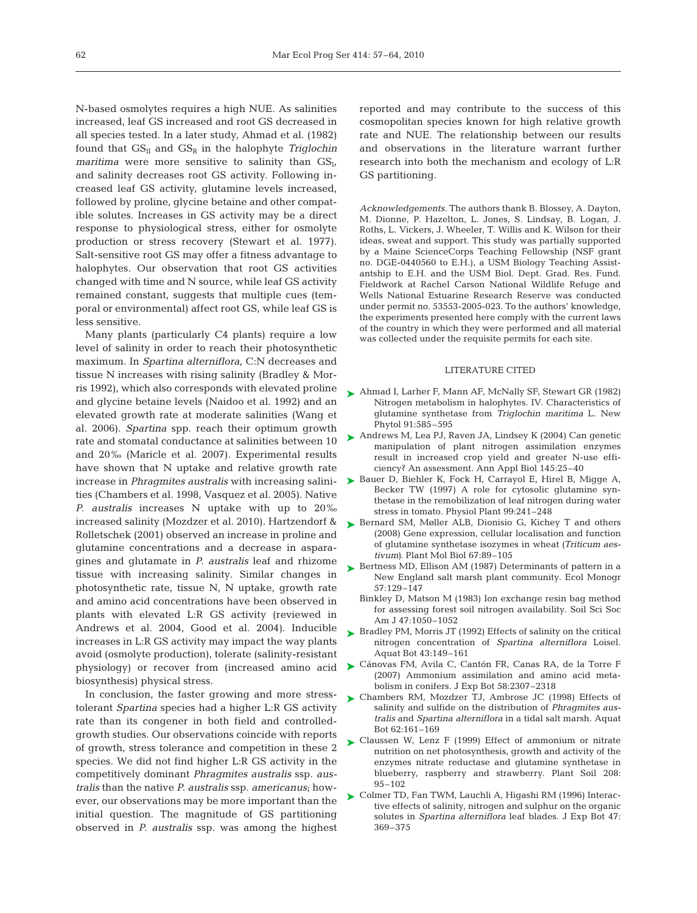N-based osmolytes requires a high NUE. As salinities increased, leaf GS increased and root GS decreased in all species tested. In a later study, Ahmad et al. (1982) found that $GS_{II}$ and $GS_R$ in the halophyte *Triglochin maritima* were more sensitive to salinity than $GS_I$, and salinity decreases root GS activity. Following increased leaf GS activity, glutamine levels increased, followed by proline, glycine betaine and other compatible solutes. Increases in GS activity may be a direct response to physiological stress, either for osmolyte production or stress recovery (Stewart et al. 1977). Salt-sensitive root GS may offer a fitness advantage to halophytes. Our observation that root GS activities changed with time and N source, while leaf GS activity remained constant, suggests that multiple cues (temporal or environmental) affect root GS, while leaf GS is less sensitive.

Many plants (particularly C4 plants) require a low level of salinity in order to reach their photosynthetic maximum. In *Spartina alterniflora*, C:N decreases and tissue N increases with rising salinity (Bradley & Morris 1992), which also corresponds with elevated proline and glycine betaine levels (Naidoo et al. 1992) and an elevated growth rate at moderate salinities (Wang et al. 2006). *Spartina* spp. reach their optimum growth rate and stomatal conductance at salinities between 10 and 20‰ (Maricle et al. 2007). Experimental results have shown that N uptake and relative growth rate increase in *Phragmites australis* with increasing salinities (Chambers et al. 1998, Vasquez et al. 2005). Native *P. australis* increases N uptake with up to 20‰ increased salinity (Mozdzer et al. 2010). Hartzendorf & Rolletschek (2001) observed an increase in proline and glutamine concentrations and a decrease in asparagines and glutamate in *P. australis* leaf and rhizome tissue with increasing salinity. Similar changes in photosynthetic rate, tissue N, N uptake, growth rate and amino acid concentrations have been observed in plants with elevated L:R GS activity (reviewed in Andrews et al. 2004, Good et al. 2004). Inducible increases in L:R GS activity may impact the way plants avoid (osmolyte production), tolerate (salinity-resistant physiology) or recover from (increased amino acid biosynthesis) physical stress.

In conclusion, the faster growing and more stress-tolerant *Spartina* species had a higher L:R GS activity rate than its congener in both field and controlled-growth studies. Our observations coincide with reports of growth, stress tolerance and competition in these 2 species. We did not find higher L:R GS activity in the competitively dominant *Phragmites australis* ssp. *australis* than the native *P. australis* ssp. *americanus*; however, our observations may be more important than the initial question. The magnitude of GS partitioning observed in *P. australis* ssp. was among the highest reported and may contribute to the success of this cosmopolitan species known for high relative growth rate and NUE. The relationship between our results and observations in the literature warrant further research into both the mechanism and ecology of L:R GS partitioning.

*Acknowledgements.* The authors thank B. Blossey, A. Dayton, M. Dionne, P. Hazelton, L. Jones, S. Lindsay, B. Logan, J. Roths, L. Vickers, J. Wheeler, T. Willis and K. Wilson for their ideas, sweat and support. This study was partially supported by a Maine ScienceCorps Teaching Fellowship (NSF grant no. DGE-0440560 to E.H.), a USM Biology Teaching Assistantship to E.H. and the USM Biol. Dept. Grad. Res. Fund. Fieldwork at Rachel Carson National Wildlife Refuge and Wells National Estuarine Research Reserve was conducted under permit no. 53553-2005-023. To the authors' knowledge, the experiments presented here comply with the current laws of the country in which they were performed and all material was collected under the requisite permits for each site.

## LITERATURE CITED

- Ahmad I, Larher F, Mann AF, McNally SF, Stewart GR (1982) Nitrogen metabolism in halophytes. IV. Characteristics of glutamine synthetase from *Triglochin maritima* L. New Phytol 91:585–595
- Andrews M, Lea PJ, Raven JA, Lindsey K (2004) Can genetic manipulation of plant nitrogen assimilation enzymes result in increased crop yield and greater N-use efficiency? An assessment. Ann Appl Biol 145:25–40
- Bauer D, Biehler K, Fock H, Carrayol E, Hirel B, Migge A, Becker TW (1997) A role for cytosolic glutamine synthetase in the remobilization of leaf nitrogen during water stress in tomato. Physiol Plant 99:241–248
- Bernard SM, Møller ALB, Dionisio G, Kichey T and others (2008) Gene expression, cellular localisation and function of glutamine synthetase isozymes in wheat (*Triticum aestivum*). Plant Mol Biol 67:89–105
- Bertness MD, Ellison AM (1987) Determinants of pattern in a New England salt marsh plant community. Ecol Monogr 57:129–147
- Binkley D, Matson M (1983) Ion exchange resin bag method for assessing forest soil nitrogen availability. Soil Sci Soc Am J 47:1050–1052
- Bradley PM, Morris JT (1992) Effects of salinity on the critical nitrogen concentration of *Spartina alterniflora* Loisel. Aquat Bot 43:149–161
- Cánovas FM, Avila C, Cantón FR, Canas RA, de la Torre F (2007) Ammonium assimilation and amino acid metabolism in conifers. J Exp Bot 58:2307–2318
- Chambers RM, Mozdzer TJ, Ambrose JC (1998) Effects of salinity and sulfide on the distribution of *Phragmites australis* and *Spartina alterniflora* in a tidal salt marsh. Aquat Bot 62:161–169
- Claussen W, Lenz F (1999) Effect of ammonium or nitrate nutrition on net photosynthesis, growth and activity of the enzymes nitrate reductase and glutamine synthetase in blueberry, raspberry and strawberry. Plant Soil 208: 95–102
- Colmer TD, Fan TWM, Lauchli A, Higashi RM (1996) Interactive effects of salinity, nitrogen and sulphur on the organic solutes in *Spartina alterniflora* leaf blades. J Exp Bot 47: 369–375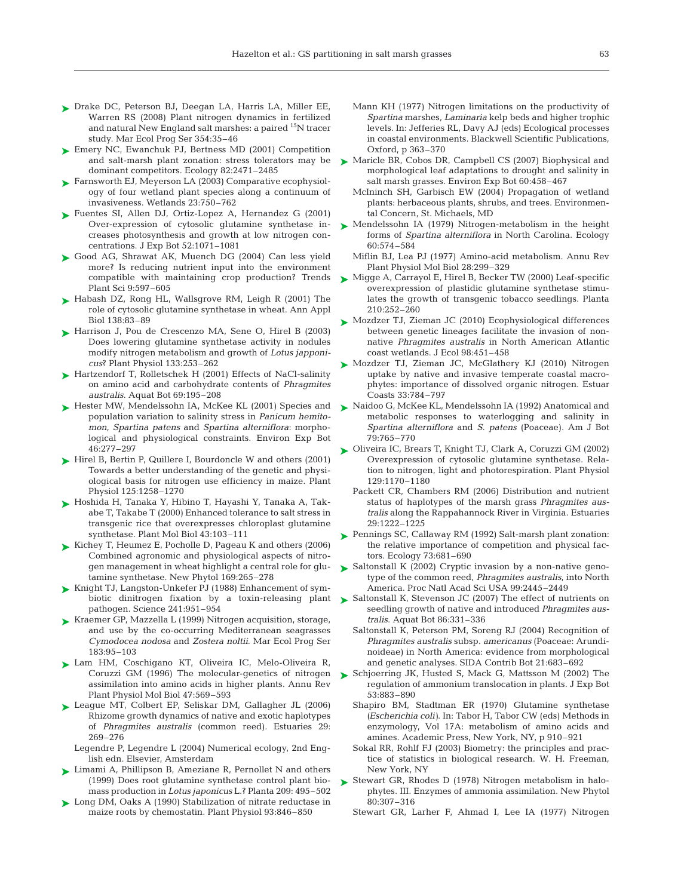Drake DC, Peterson BJ, Deegan LA, Harris LA, Miller EE, Warren RS (2008) Plant nitrogen dynamics in fertilized and natural New England salt marshes: a paired $^{15}N$ tracer study. Mar Ecol Prog Ser 354:35–46

Emery NC, Ewanchuk PJ, Bertness MD (2001) Competition and salt-marsh plant zonation: stress tolerators may be dominant competitors. Ecology 82:2471–2485

Farnsworth EJ, Meyerson LA (2003) Comparative ecophysiology of four wetland plant species along a continuum of invasiveness. Wetlands 23:750–762

Fuentes SI, Allen DJ, Ortiz-Lopez A, Hernandez G (2001) Over-expression of cytosolic glutamine synthetase increases photosynthesis and growth at low nitrogen concentrations. J Exp Bot 52:1071–1081

Good AG, Shrawat AK, Muench DG (2004) Can less yield more? Is reducing nutrient input into the environment compatible with maintaining crop production? Trends Plant Sci 9:597–605

Habash DZ, Rong HL, Wallsgrove RM, Leigh R (2001) The role of cytosolic glutamine synthetase in wheat. Ann Appl Biol 138:83–89

Harrison J, Pou de Crescenzo MA, Sene O, Hirel B (2003) Does lowering glutamine synthetase activity in nodules modify nitrogen metabolism and growth of *Lotus japponicus*? Plant Physiol 133:253–262

Hartzendorf T, Rolletschek H (2001) Effects of NaCl-salinity on amino acid and carbohydrate contents of *Phragmites australis*. Aquat Bot 69:195–208

Hester MW, Mendelssohn IA, McKee KL (2001) Species and population variation to salinity stress in *Panicum hemitomon*, *Spartina patens* and *Spartina alterniflora*: morphological and physiological constraints. Environ Exp Bot 46:277–297

Hirel B, Bertin P, Quillere I, Bourdoncle W and others (2001) Towards a better understanding of the genetic and physiological basis for nitrogen use efficiency in maize. Plant Physiol 125:1258–1270

Hoshida H, Tanaka Y, Hibino T, Hayashi Y, Tanaka A, Takabe T, Takabe T (2000) Enhanced tolerance to salt stress in transgenic rice that overexpresses chloroplast glutamine synthetase. Plant Mol Biol 43:103–111

Kichey T, Heumez E, Pocholle D, Pageau K and others (2006) Combined agronomic and physiological aspects of nitrogen management in wheat highlight a central role for glutamine synthetase. New Phytol 169:265–278

Knight TJ, Langston-Unkefer PJ (1988) Enhancement of symbiotic dinitrogen fixation by a toxin-releasing plant pathogen. Science 241:951–954

Kraemer GP, Mazzella L (1999) Nitrogen acquisition, storage, and use by the co-occurring Mediterranean seagrasses *Cymodocea nodosa* and *Zostera noltii*. Mar Ecol Prog Ser 183:95–103

Lam HM, Coschigano KT, Oliveira IC, Melo-Oliveira R, Coruzzi GM (1996) The molecular-genetics of nitrogen assimilation into amino acids in higher plants. Annu Rev Plant Physiol Mol Biol 47:569–593

League MT, Colbert EP, Seliskar DM, Gallagher JL (2006) Rhizome growth dynamics of native and exotic haplotypes of *Phragmites australis* (common reed). Estuaries 29: 269–276

Legendre P, Legendre L (2004) Numerical ecology, 2nd English edn. Elsevier, Amsterdam

Limami A, Phillipson B, Ameziane R, Pernollet N and others (1999) Does root glutamine synthetase control plant biomass production in *Lotus japonicus* L.? Planta 209: 495–502

Long DM, Oaks A (1990) Stabilization of nitrate reductase in maize roots by chemostatin. Plant Physiol 93:846–850

Mann KH (1977) Nitrogen limitations on the productivity of *Spartina* marshes, *Laminaria* kelp beds and higher trophic levels. In: Jefferies RL, Davy AJ (eds) Ecological processes in coastal environments. Blackwell Scientific Publications, Oxford, p 363–370

Maricle BR, Cobos DR, Campbell CS (2007) Biophysical and morphological leaf adaptations to drought and salinity in salt marsh grasses. Environ Exp Bot 60:458–467

McIninch SH, Garbisch EW (2004) Propagation of wetland plants: herbaceous plants, shrubs, and trees. Environmental Concern, St. Michaels, MD

Mendelssohn IA (1979) Nitrogen-metabolism in the height forms of *Spartina alterniflora* in North Carolina. Ecology 60:574–584

Miflin BJ, Lea PJ (1977) Amino-acid metabolism. Annu Rev Plant Physiol Mol Biol 28:299–329

Migge A, Carrayol E, Hirel B, Becker TW (2000) Leaf-specific overexpression of plastidic glutamine synthetase stimulates the growth of transgenic tobacco seedlings. Planta 210:252–260

Mozdzer TJ, Zieman JC (2010) Ecophysiological differences between genetic lineages facilitate the invasion of non-native *Phragmites australis* in North American Atlantic coast wetlands. J Ecol 98:451–458

Mozdzer TJ, Zieman JC, McGlathery KJ (2010) Nitrogen uptake by native and invasive temperate coastal macrophytes: importance of dissolved organic nitrogen. Estuar Coasts 33:784–797

Naidoo G, McKee KL, Mendelssohn IA (1992) Anatomical and metabolic responses to waterlogging and salinity in *Spartina alterniflora* and *S. patens* (Poaceae). Am J Bot 79:765–770

Oliveira IC, Brears T, Knight TJ, Clark A, Coruzzi GM (2002) Overexpression of cytosolic glutamine synthetase. Relation to nitrogen, light and photorespiration. Plant Physiol 129:1170–1180

Packett CR, Chambers RM (2006) Distribution and nutrient status of haplotypes of the marsh grass *Phragmites australis* along the Rappahannock River in Virginia. Estuaries 29:1222–1225

Pennings SC, Callaway RM (1992) Salt-marsh plant zonation: the relative importance of competition and physical factors. Ecology 73:681–690

Saltonstall K (2002) Cryptic invasion by a non-native genotype of the common reed, *Phragmites australis*, into North America. Proc Natl Acad Sci USA 99:2445–2449

Saltonstall K, Stevenson JC (2007) The effect of nutrients on seedling growth of native and introduced *Phragmites australis*. Aquat Bot 86:331–336

Saltonstall K, Peterson PM, Soreng RJ (2004) Recognition of *Phragmites australis* subsp. *americanus* (Poaceae: Arundinoideae) in North America: evidence from morphological and genetic analyses. SIDA Contrib Bot 21:683–692

Schjoerring JK, Husted S, Mack G, Mattsson M (2002) The regulation of ammonium translocation in plants. J Exp Bot 53:883–890

Shapiro BM, Stadtman ER (1970) Glutamine synthetase (*Escherichia coli*). In: Tabor H, Tabor CW (eds) Methods in enzymology, Vol 17A: metabolism of amino acids and amines. Academic Press, New York, NY, p 910–921

Sokal RR, Rohlf FJ (2003) Biometry: the principles and practice of statistics in biological research. W. H. Freeman, New York, NY

Stewart GR, Rhodes D (1978) Nitrogen metabolism in halophytes. III. Enzymes of ammonia assimilation. New Phytol 80:307–316

Stewart GR, Larher F, Ahmad I, Lee IA (1977) Nitrogen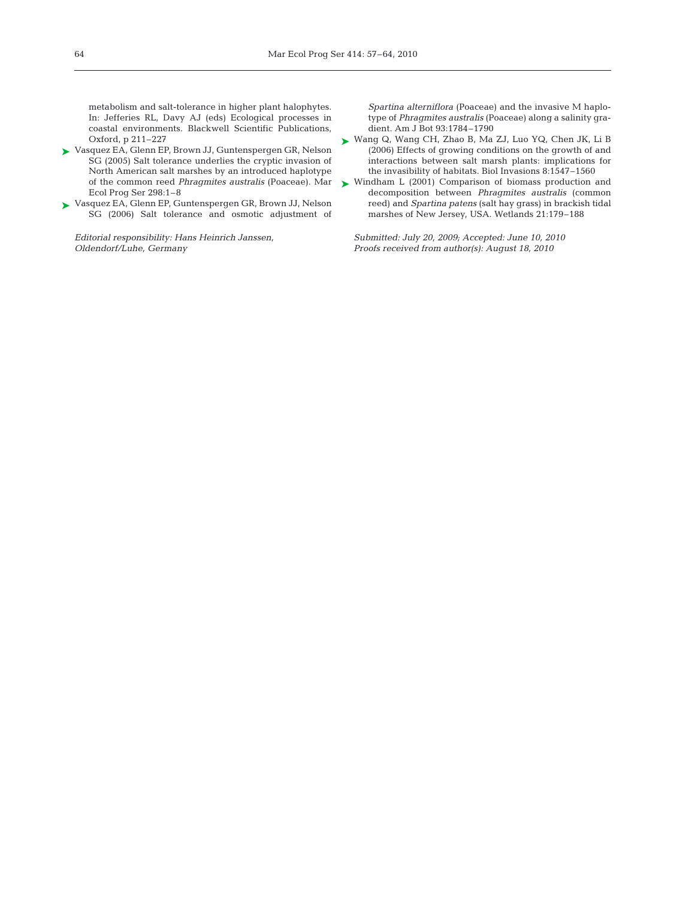metabolism and salt-tolerance in higher plant halophytes. In: Jefferies RL, Davy AJ (eds) Ecological processes in coastal environments. Blackwell Scientific Publications, Oxford, p 211–227

Vasquez EA, Glenn EP, Brown JJ, Guntenspergen GR, Nelson SG (2005) Salt tolerance underlies the cryptic invasion of North American salt marshes by an introduced haplotype of the common reed *Phragmites australis* (Poaceae). Mar Ecol Prog Ser 298:1–8

Vasquez EA, Glenn EP, Guntenspergen GR, Brown JJ, Nelson SG (2006) Salt tolerance and osmotic adjustment of *Spartina alterniflora* (Poaceae) and the invasive M haplotype of *Phragmites australis* (Poaceae) along a salinity gradient. Am J Bot 93:1784–1790

Wang Q, Wang CH, Zhao B, Ma ZJ, Luo YQ, Chen JK, Li B (2006) Effects of growing conditions on the growth of and interactions between salt marsh plants: implications for the invasibility of habitats. Biol Invasions 8:1547–1560

Windham L (2001) Comparison of biomass production and decomposition between *Phragmites australis* (common reed) and *Spartina patens* (salt hay grass) in brackish tidal marshes of New Jersey, USA. Wetlands 21:179–188

*Editorial responsibility: Hans Heinrich Janssen, Oldendorf/Luhe, Germany*

*Submitted: July 20, 2009; Accepted: June 10, 2010*
*Proofs received from author(s): August 18, 2010*